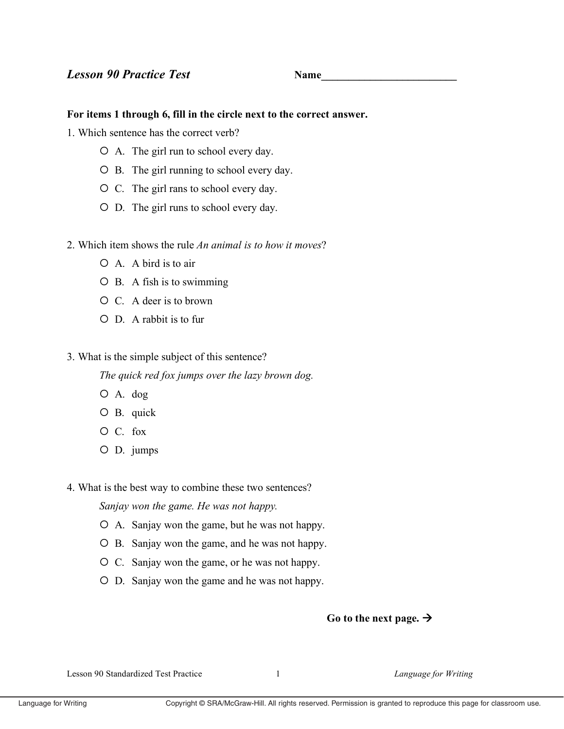## *Lesson 90 Practice Test* Name_________________________

**For items 1 through 6, fill in the circle next to the correct answer.**

1. Which sentence has the correct verb?

   ○ A. The girl run to school every day.

   ○ B. The girl running to school every day.

   ○ C. The girl rans to school every day.

   ○ D. The girl runs to school every day.

2. Which item shows the rule *An animal is to how it moves*?

   ○ A. A bird is to air

   ○ B. A fish is to swimming

   ○ C. A deer is to brown

   ○ D. A rabbit is to fur

3. What is the simple subject of this sentence?

   *The quick red fox jumps over the lazy brown dog.*

   ○ A. dog

   ○ B. quick

   ○ C. fox

   ○ D. jumps

4. What is the best way to combine these two sentences?

   *Sanjay won the game. He was not happy.*

   ○ A. Sanjay won the game, but he was not happy.

   ○ B. Sanjay won the game, and he was not happy.

   ○ C. Sanjay won the game, or he was not happy.

   ○ D. Sanjay won the game and he was not happy.

**Go to the next page. →**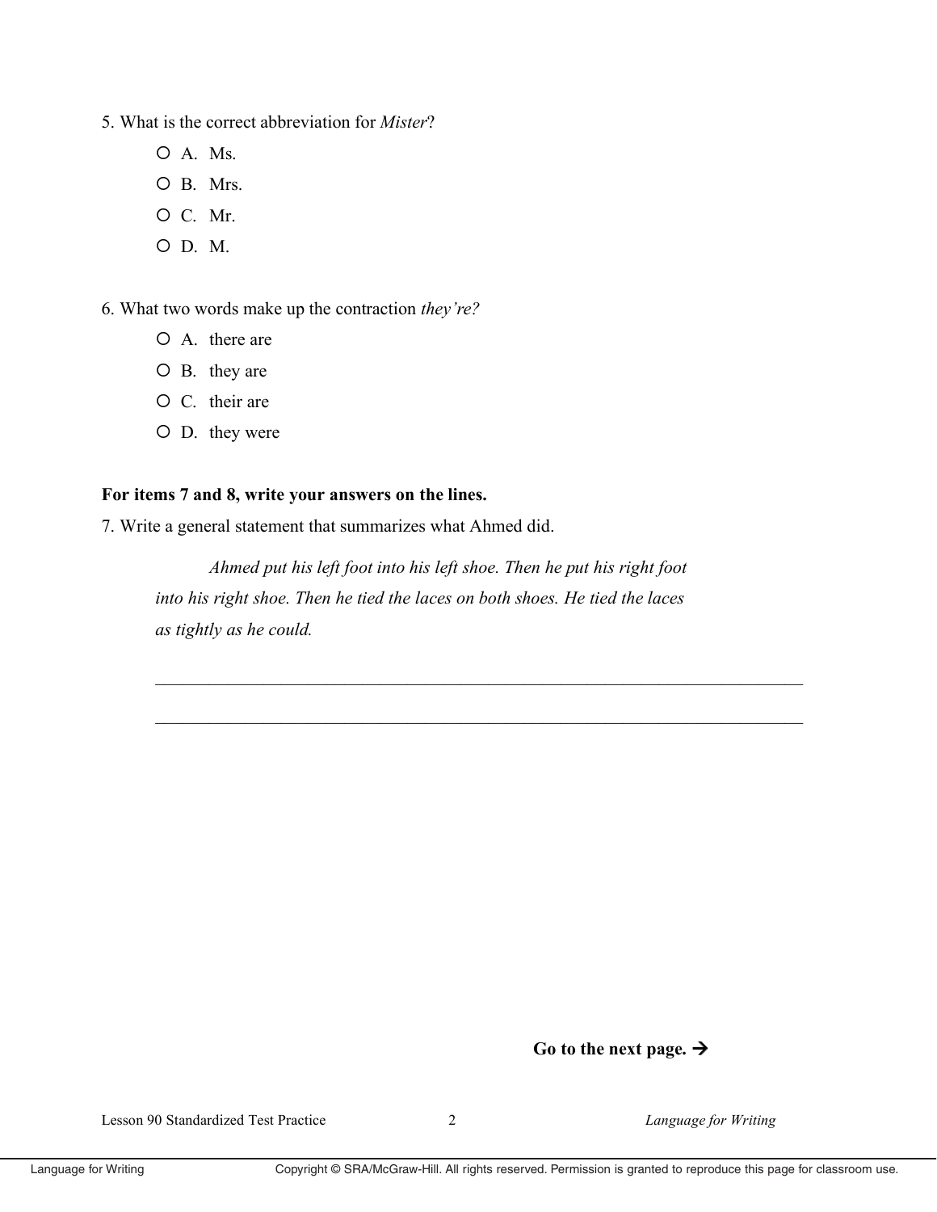5. What is the correct abbreviation for *Mister*?

- ○ A. Ms.
- ○ B. Mrs.
- ○ C. Mr.
- ○ D. M.

6. What two words make up the contraction *they're?*

- ○ A. there are
- ○ B. they are
- ○ C. their are
- ○ D. they were

**For items 7 and 8, write your answers on the lines.**

7. Write a general statement that summarizes what Ahmed did.

> *Ahmed put his left foot into his left shoe. Then he put his right foot into his right shoe. Then he tied the laces on both shoes. He tied the laces as tightly as he could.*

\_\_\_\_\_\_\_\_\_\_\_\_\_\_\_\_\_\_\_\_\_\_\_\_\_\_\_\_\_\_\_\_\_\_\_\_\_\_\_\_\_\_\_\_\_\_\_\_\_\_\_\_\_\_\_\_\_\_\_\_\_\_\_\_\_\_\_\_\_\_

\_\_\_\_\_\_\_\_\_\_\_\_\_\_\_\_\_\_\_\_\_\_\_\_\_\_\_\_\_\_\_\_\_\_\_\_\_\_\_\_\_\_\_\_\_\_\_\_\_\_\_\_\_\_\_\_\_\_\_\_\_\_\_\_\_\_\_\_\_\_

**Go to the next page. →**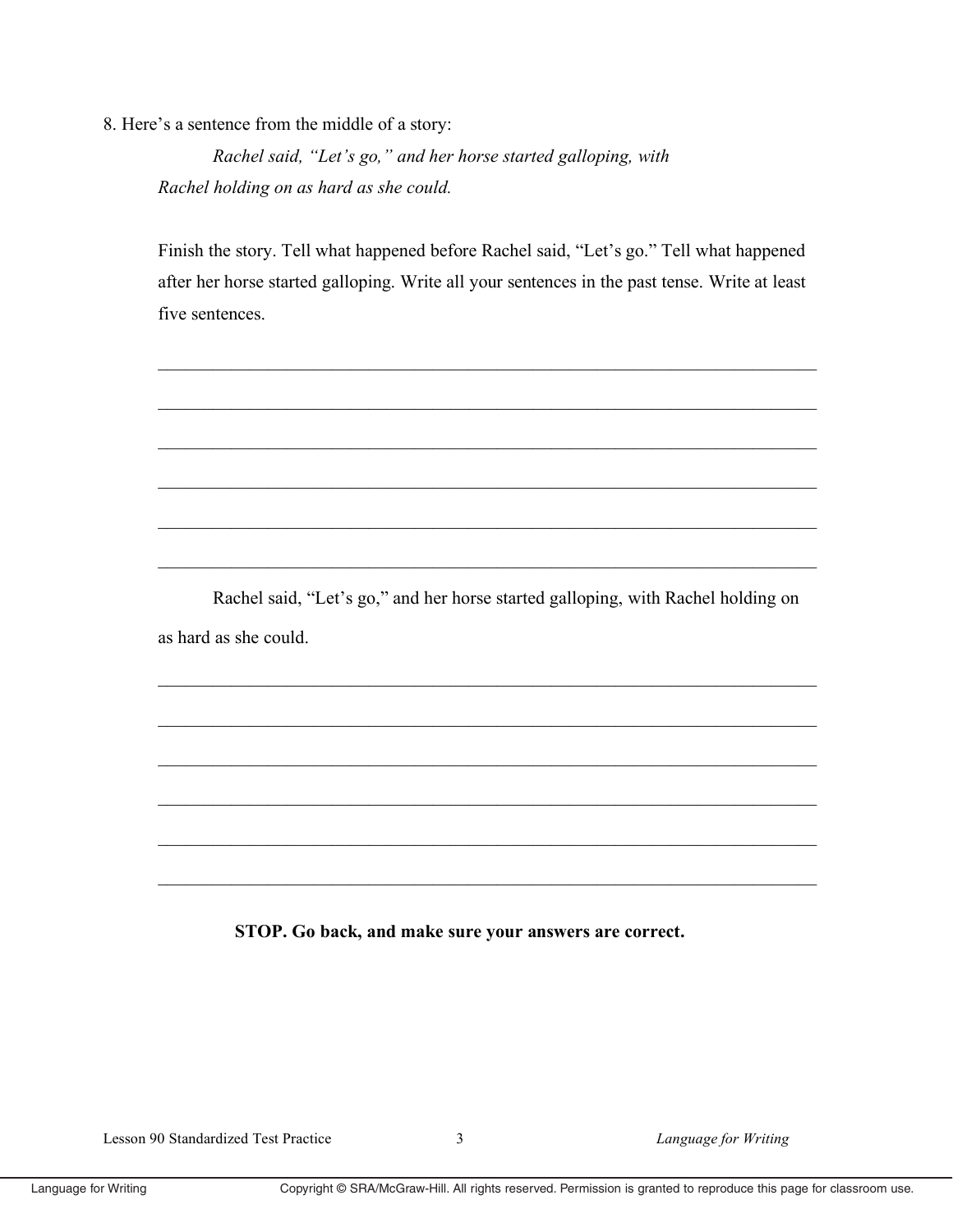8. Here's a sentence from the middle of a story:

*Rachel said, "Let's go," and her horse started galloping, with Rachel holding on as hard as she could.*

Finish the story. Tell what happened before Rachel said, "Let's go." Tell what happened after her horse started galloping. Write all your sentences in the past tense. Write at least five sentences.

\_\_\_\_\_\_\_\_\_\_\_\_\_\_\_\_\_\_\_\_\_\_\_\_\_\_\_\_\_\_\_\_\_\_\_\_\_\_\_\_\_\_\_\_\_\_\_\_\_\_\_\_\_\_\_\_\_\_\_\_\_\_\_\_\_\_\_\_

\_\_\_\_\_\_\_\_\_\_\_\_\_\_\_\_\_\_\_\_\_\_\_\_\_\_\_\_\_\_\_\_\_\_\_\_\_\_\_\_\_\_\_\_\_\_\_\_\_\_\_\_\_\_\_\_\_\_\_\_\_\_\_\_\_\_\_\_

\_\_\_\_\_\_\_\_\_\_\_\_\_\_\_\_\_\_\_\_\_\_\_\_\_\_\_\_\_\_\_\_\_\_\_\_\_\_\_\_\_\_\_\_\_\_\_\_\_\_\_\_\_\_\_\_\_\_\_\_\_\_\_\_\_\_\_\_

\_\_\_\_\_\_\_\_\_\_\_\_\_\_\_\_\_\_\_\_\_\_\_\_\_\_\_\_\_\_\_\_\_\_\_\_\_\_\_\_\_\_\_\_\_\_\_\_\_\_\_\_\_\_\_\_\_\_\_\_\_\_\_\_\_\_\_\_

\_\_\_\_\_\_\_\_\_\_\_\_\_\_\_\_\_\_\_\_\_\_\_\_\_\_\_\_\_\_\_\_\_\_\_\_\_\_\_\_\_\_\_\_\_\_\_\_\_\_\_\_\_\_\_\_\_\_\_\_\_\_\_\_\_\_\_\_

\_\_\_\_\_\_\_\_\_\_\_\_\_\_\_\_\_\_\_\_\_\_\_\_\_\_\_\_\_\_\_\_\_\_\_\_\_\_\_\_\_\_\_\_\_\_\_\_\_\_\_\_\_\_\_\_\_\_\_\_\_\_\_\_\_\_\_\_

Rachel said, "Let's go," and her horse started galloping, with Rachel holding on as hard as she could.

\_\_\_\_\_\_\_\_\_\_\_\_\_\_\_\_\_\_\_\_\_\_\_\_\_\_\_\_\_\_\_\_\_\_\_\_\_\_\_\_\_\_\_\_\_\_\_\_\_\_\_\_\_\_\_\_\_\_\_\_\_\_\_\_\_\_\_\_

\_\_\_\_\_\_\_\_\_\_\_\_\_\_\_\_\_\_\_\_\_\_\_\_\_\_\_\_\_\_\_\_\_\_\_\_\_\_\_\_\_\_\_\_\_\_\_\_\_\_\_\_\_\_\_\_\_\_\_\_\_\_\_\_\_\_\_\_

\_\_\_\_\_\_\_\_\_\_\_\_\_\_\_\_\_\_\_\_\_\_\_\_\_\_\_\_\_\_\_\_\_\_\_\_\_\_\_\_\_\_\_\_\_\_\_\_\_\_\_\_\_\_\_\_\_\_\_\_\_\_\_\_\_\_\_\_

\_\_\_\_\_\_\_\_\_\_\_\_\_\_\_\_\_\_\_\_\_\_\_\_\_\_\_\_\_\_\_\_\_\_\_\_\_\_\_\_\_\_\_\_\_\_\_\_\_\_\_\_\_\_\_\_\_\_\_\_\_\_\_\_\_\_\_\_

\_\_\_\_\_\_\_\_\_\_\_\_\_\_\_\_\_\_\_\_\_\_\_\_\_\_\_\_\_\_\_\_\_\_\_\_\_\_\_\_\_\_\_\_\_\_\_\_\_\_\_\_\_\_\_\_\_\_\_\_\_\_\_\_\_\_\_\_

\_\_\_\_\_\_\_\_\_\_\_\_\_\_\_\_\_\_\_\_\_\_\_\_\_\_\_\_\_\_\_\_\_\_\_\_\_\_\_\_\_\_\_\_\_\_\_\_\_\_\_\_\_\_\_\_\_\_\_\_\_\_\_\_\_\_\_\_

**STOP. Go back, and make sure your answers are correct.**